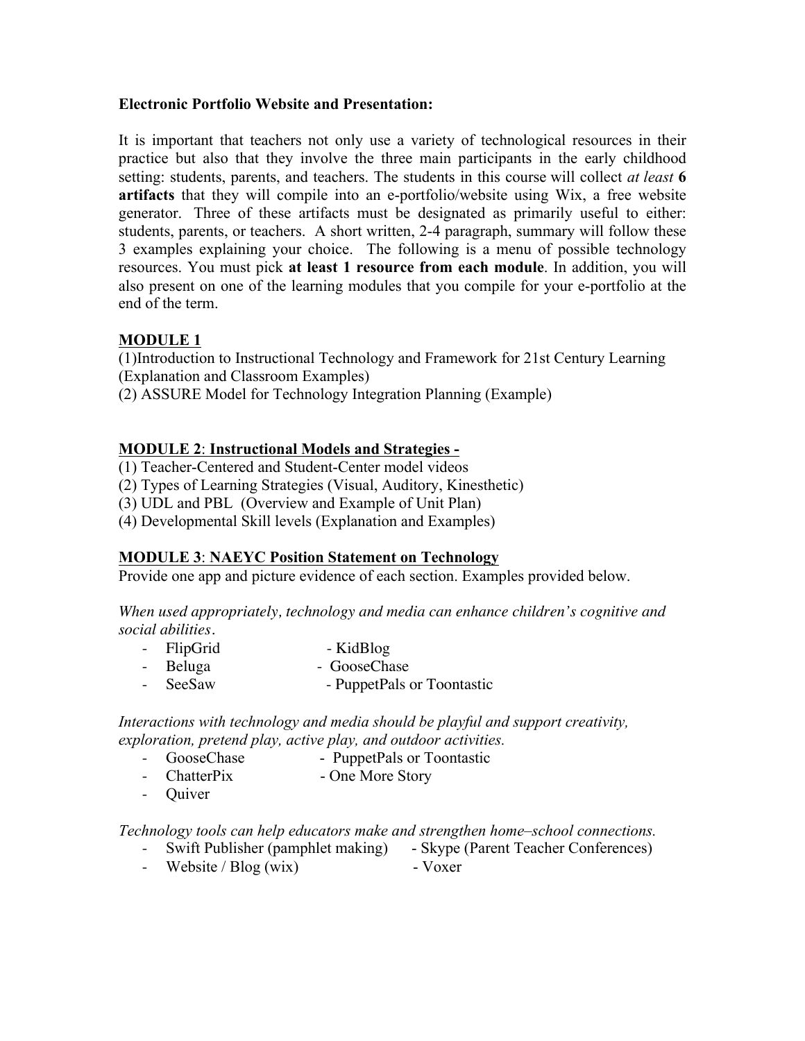**Electronic Portfolio Website and Presentation:**

It is important that teachers not only use a variety of technological resources in their practice but also that they involve the three main participants in the early childhood setting: students, parents, and teachers. The students in this course will collect *at least* **6 artifacts** that they will compile into an e-portfolio/website using Wix, a free website generator. Three of these artifacts must be designated as primarily useful to either: students, parents, or teachers. A short written, 2-4 paragraph, summary will follow these 3 examples explaining your choice. The following is a menu of possible technology resources. You must pick **at least 1 resource from each module**. In addition, you will also present on one of the learning modules that you compile for your e-portfolio at the end of the term.

**<u>MODULE 1</u>**

(1)Introduction to Instructional Technology and Framework for 21st Century Learning (Explanation and Classroom Examples)
(2) ASSURE Model for Technology Integration Planning (Example)

**<u>MODULE 2</u>: <u>Instructional Models and Strategies -</u>**

(1) Teacher-Centered and Student-Center model videos
(2) Types of Learning Strategies (Visual, Auditory, Kinesthetic)
(3) UDL and PBL (Overview and Example of Unit Plan)
(4) Developmental Skill levels (Explanation and Examples)

**<u>MODULE 3</u>: <u>NAEYC Position Statement on Technology</u>**

Provide one app and picture evidence of each section. Examples provided below.

*When used appropriately, technology and media can enhance children's cognitive and social abilities*.

- FlipGrid - KidBlog
- Beluga - GooseChase
- SeeSaw - PuppetPals or Toontastic

*Interactions with technology and media should be playful and support creativity, exploration, pretend play, active play, and outdoor activities.*

- GooseChase - PuppetPals or Toontastic
- ChatterPix - One More Story
- Quiver

*Technology tools can help educators make and strengthen home–school connections.*

- Swift Publisher (pamphlet making) - Skype (Parent Teacher Conferences)
- Website / Blog (wix) - Voxer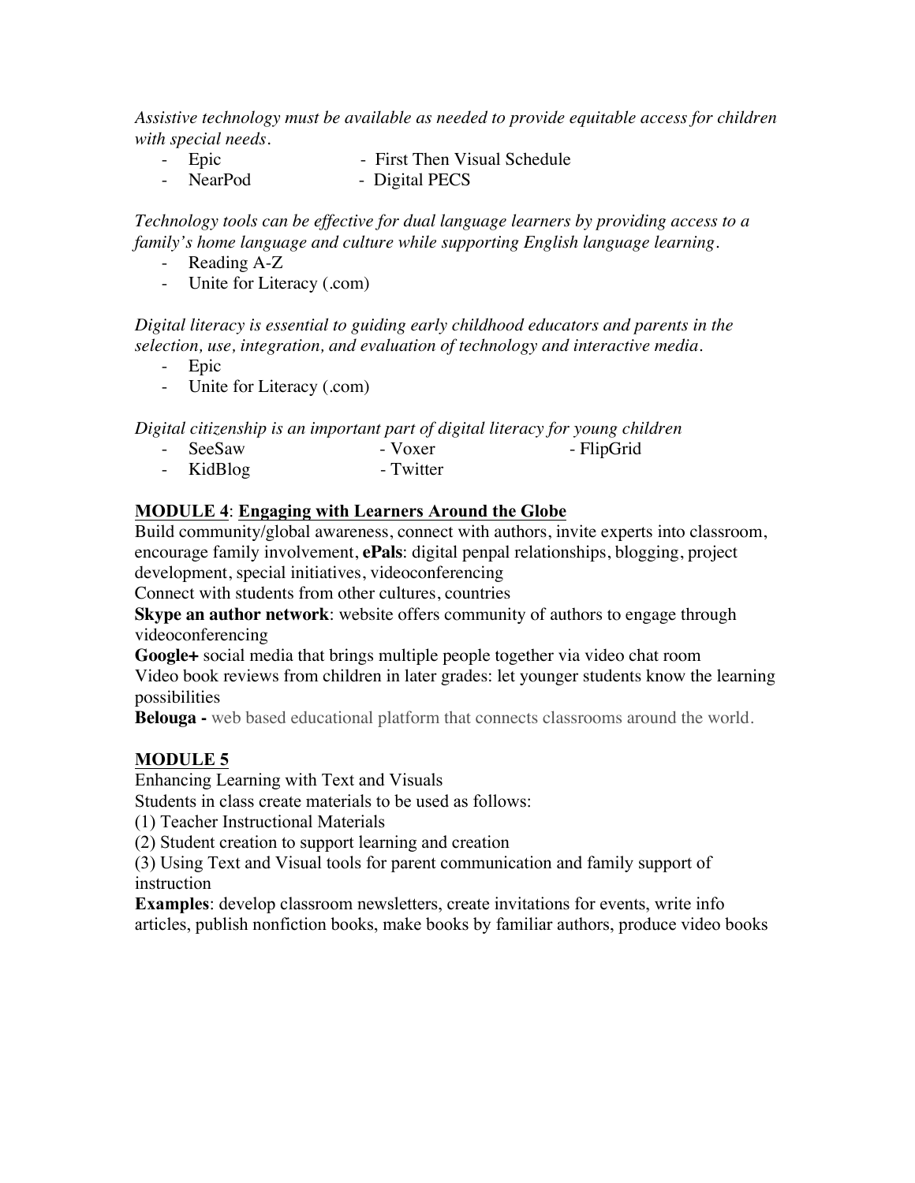*Assistive technology must be available as needed to provide equitable access for children with special needs.*

- Epic
- NearPod
- First Then Visual Schedule
- Digital PECS

*Technology tools can be effective for dual language learners by providing access to a family's home language and culture while supporting English language learning.*

- Reading A-Z
- Unite for Literacy (.com)

*Digital literacy is essential to guiding early childhood educators and parents in the selection, use, integration, and evaluation of technology and interactive media.*

- Epic
- Unite for Literacy (.com)

*Digital citizenship is an important part of digital literacy for young children*

- SeeSaw
- KidBlog
- Voxer
- Twitter
- FlipGrid

**MODULE 4**: **Engaging with Learners Around the Globe**

Build community/global awareness, connect with authors, invite experts into classroom, encourage family involvement, **ePals**: digital penpal relationships, blogging, project development, special initiatives, videoconferencing

Connect with students from other cultures, countries

**Skype an author network**: website offers community of authors to engage through videoconferencing

**Google+** social media that brings multiple people together via video chat room

Video book reviews from children in later grades: let younger students know the learning possibilities

**Belouga -** web based educational platform that connects classrooms around the world.

**MODULE 5**

Enhancing Learning with Text and Visuals

Students in class create materials to be used as follows:

(1) Teacher Instructional Materials

(2) Student creation to support learning and creation

(3) Using Text and Visual tools for parent communication and family support of instruction

**Examples**: develop classroom newsletters, create invitations for events, write info articles, publish nonfiction books, make books by familiar authors, produce video books